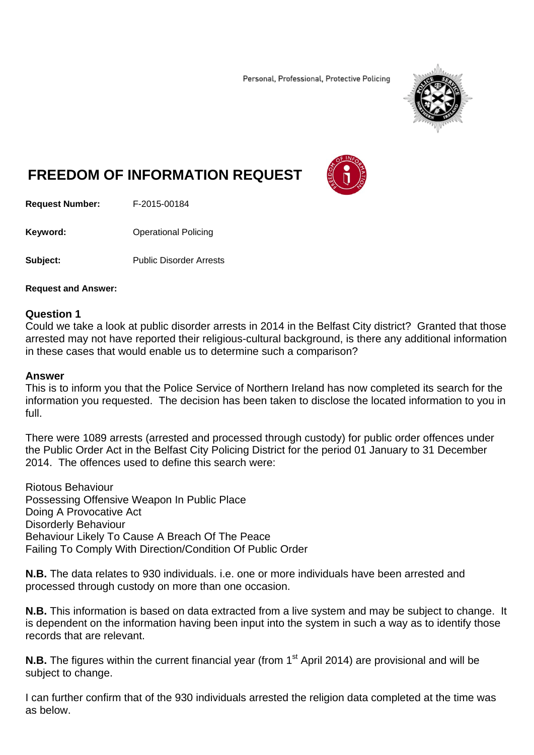Personal, Professional, Protective Policing

# FREEDOM OF INFORMATION REQUEST

**Request Number:** F-2015-00184

**Keyword:** Operational Policing

**Subject:** Public Disorder Arrests

**Request and Answer:**

## Question 1

Could we take a look at public disorder arrests in 2014 in the Belfast City district? Granted that those arrested may not have reported their religious-cultural background, is there any additional information in these cases that would enable us to determine such a comparison?

## Answer

This is to inform you that the Police Service of Northern Ireland has now completed its search for the information you requested. The decision has been taken to disclose the located information to you in full.

There were 1089 arrests (arrested and processed through custody) for public order offences under the Public Order Act in the Belfast City Policing District for the period 01 January to 31 December 2014. The offences used to define this search were:

Riotous Behaviour
Possessing Offensive Weapon In Public Place
Doing A Provocative Act
Disorderly Behaviour
Behaviour Likely To Cause A Breach Of The Peace
Failing To Comply With Direction/Condition Of Public Order

**N.B.** The data relates to 930 individuals. i.e. one or more individuals have been arrested and processed through custody on more than one occasion.

**N.B.** This information is based on data extracted from a live system and may be subject to change. It is dependent on the information having been input into the system in such a way as to identify those records that are relevant.

**N.B.** The figures within the current financial year (from 1st April 2014) are provisional and will be subject to change.

I can further confirm that of the 930 individuals arrested the religion data completed at the time was as below.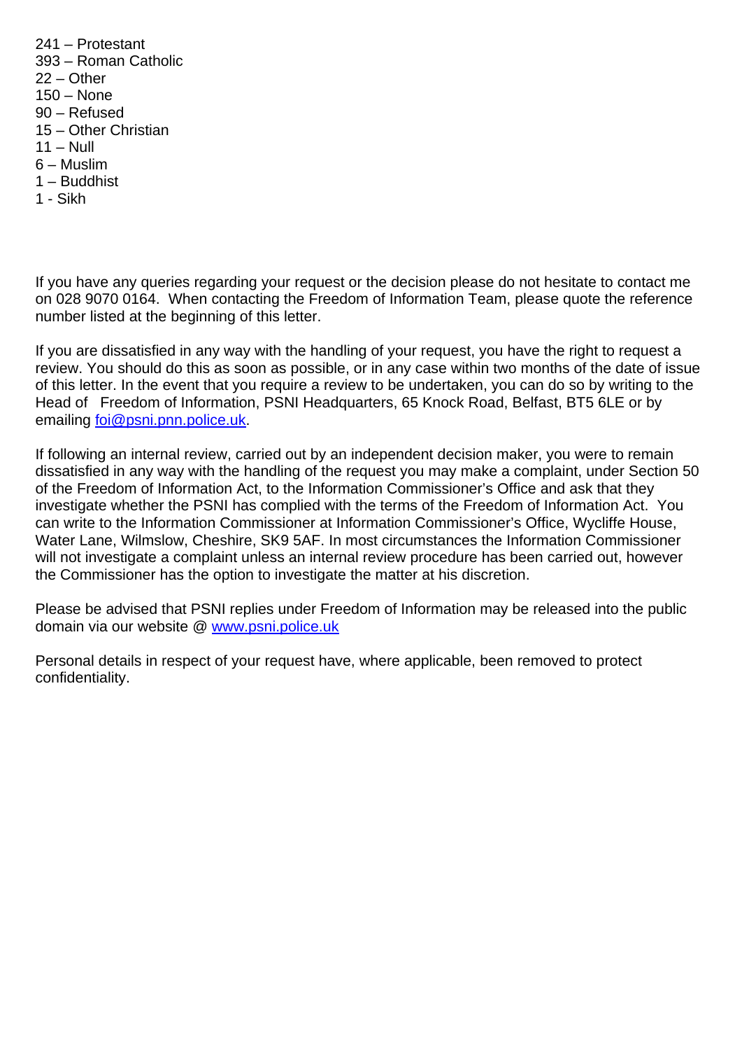241 – Protestant
393 – Roman Catholic
22 – Other
150 – None
90 – Refused
15 – Other Christian
11 – Null
6 – Muslim
1 – Buddhist
1 - Sikh

If you have any queries regarding your request or the decision please do not hesitate to contact me on 028 9070 0164. When contacting the Freedom of Information Team, please quote the reference number listed at the beginning of this letter.

If you are dissatisfied in any way with the handling of your request, you have the right to request a review. You should do this as soon as possible, or in any case within two months of the date of issue of this letter. In the event that you require a review to be undertaken, you can do so by writing to the Head of Freedom of Information, PSNI Headquarters, 65 Knock Road, Belfast, BT5 6LE or by emailing [foi@psni.pnn.police.uk](mailto:foi@psni.pnn.police.uk).

If following an internal review, carried out by an independent decision maker, you were to remain dissatisfied in any way with the handling of the request you may make a complaint, under Section 50 of the Freedom of Information Act, to the Information Commissioner's Office and ask that they investigate whether the PSNI has complied with the terms of the Freedom of Information Act. You can write to the Information Commissioner at Information Commissioner's Office, Wycliffe House, Water Lane, Wilmslow, Cheshire, SK9 5AF. In most circumstances the Information Commissioner will not investigate a complaint unless an internal review procedure has been carried out, however the Commissioner has the option to investigate the matter at his discretion.

Please be advised that PSNI replies under Freedom of Information may be released into the public domain via our website @ [www.psni.police.uk](http://www.psni.police.uk)

Personal details in respect of your request have, where applicable, been removed to protect confidentiality.